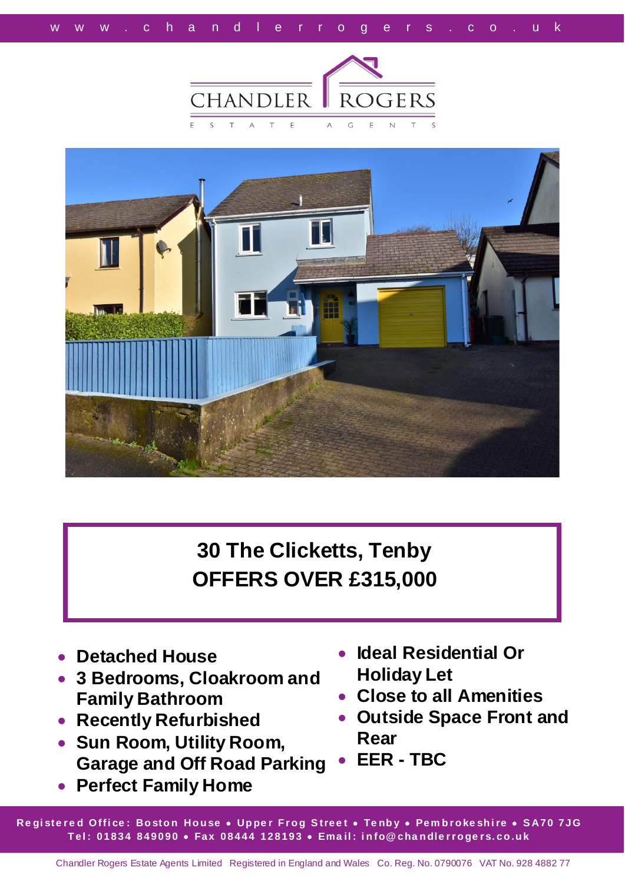www.chandlerrogers.co.uk

CHANDLER ROGERS

ESTATE AGENTS

# 30 The Clicketts, Tenby

## OFFERS OVER £315,000

- **Detached House**
- **3 Bedrooms, Cloakroom and Family Bathroom**
- **Recently Refurbished**
- **Sun Room, Utility Room, Garage and Off Road Parking**
- **Perfect Family Home**
- **Ideal Residential Or Holiday Let**
- **Close to all Amenities**
- **Outside Space Front and Rear**
- **EER - TBC**

**Registered Office: Boston House • Upper Frog Street • Tenby • Pembrokeshire • SA70 7JG**
**Tel: 01834 849090 • Fax 08444 128193 • Email: info@chandlerrogers.co.uk**

Chandler Rogers Estate Agents Limited Registered in England and Wales Co. Reg. No. 0790076 VAT No. 928 4882 77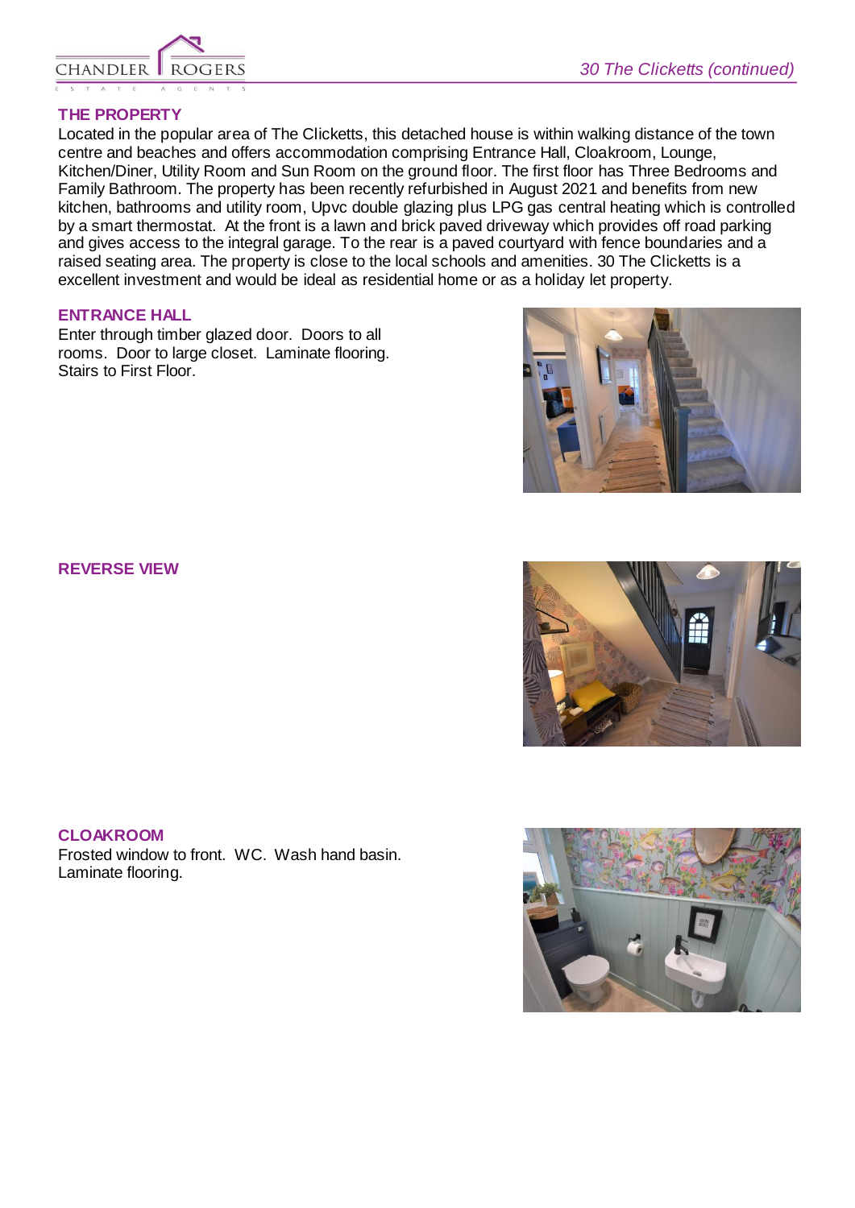## THE PROPERTY

Located in the popular area of The Clicketts, this detached house is within walking distance of the town centre and beaches and offers accommodation comprising Entrance Hall, Cloakroom, Lounge, Kitchen/Diner, Utility Room and Sun Room on the ground floor. The first floor has Three Bedrooms and Family Bathroom. The property has been recently refurbished in August 2021 and benefits from new kitchen, bathrooms and utility room, Upvc double glazing plus LPG gas central heating which is controlled by a smart thermostat. At the front is a lawn and brick paved driveway which provides off road parking and gives access to the integral garage. To the rear is a paved courtyard with fence boundaries and a raised seating area. The property is close to the local schools and amenities. 30 The Clicketts is a excellent investment and would be ideal as residential home or as a holiday let property.

## ENTRANCE HALL

Enter through timber glazed door. Doors to all rooms. Door to large closet. Laminate flooring. Stairs to First Floor.

## REVERSE VIEW

## CLOAKROOM

Frosted window to front. WC. Wash hand basin. Laminate flooring.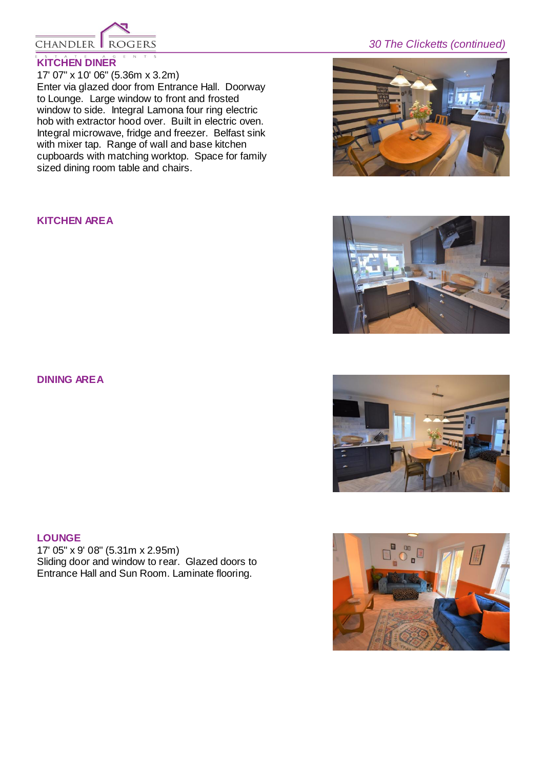## KITCHEN DINER

17' 07" x 10' 06" (5.36m x 3.2m)
Enter via glazed door from Entrance Hall. Doorway to Lounge. Large window to front and frosted window to side. Integral Lamona four ring electric hob with extractor hood over. Built in electric oven. Integral microwave, fridge and freezer. Belfast sink with mixer tap. Range of wall and base kitchen cupboards with matching worktop. Space for family sized dining room table and chairs.

## KITCHEN AREA

## DINING AREA

## LOUNGE

17' 05" x 9' 08" (5.31m x 2.95m)
Sliding door and window to rear. Glazed doors to Entrance Hall and Sun Room. Laminate flooring.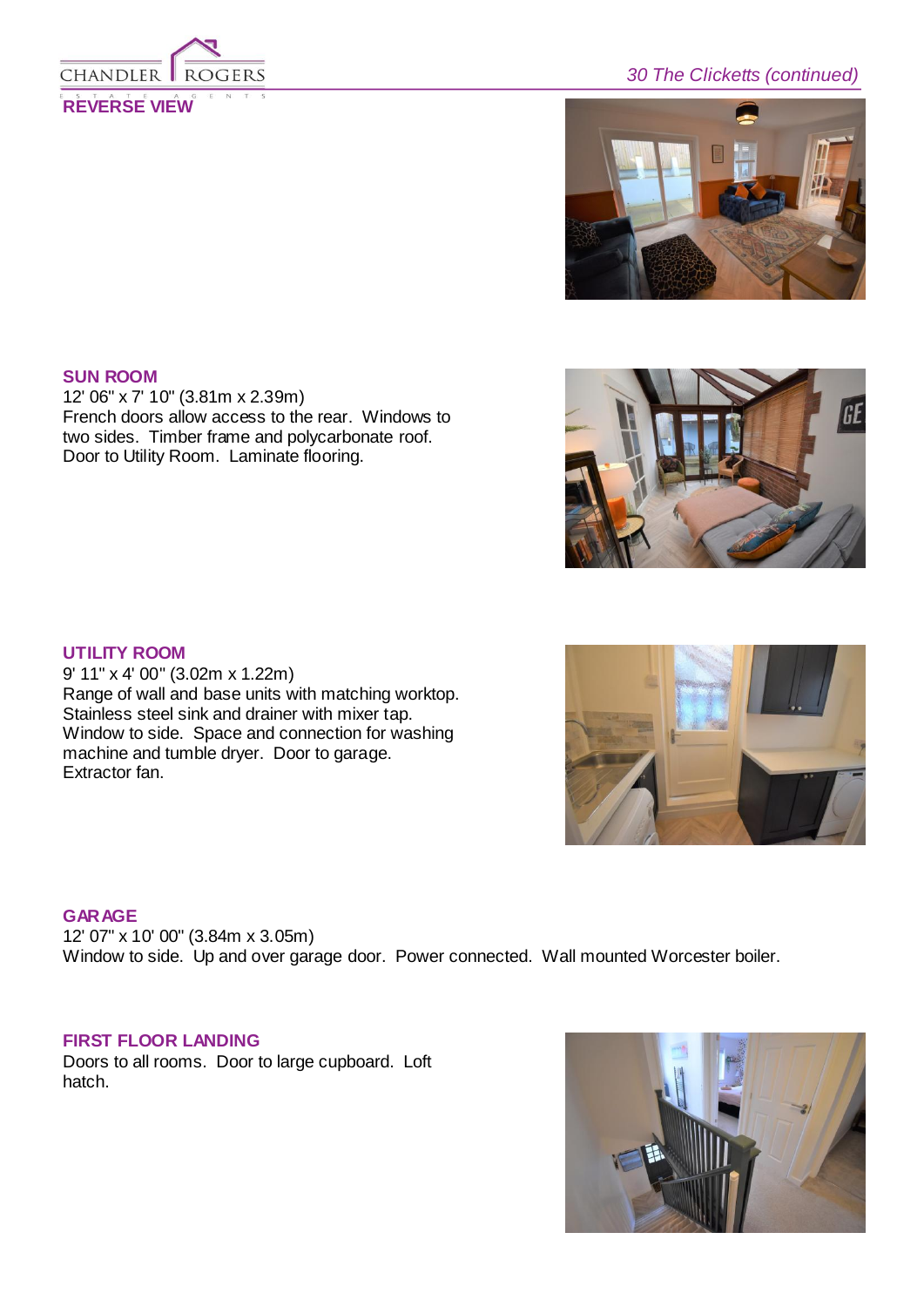**REVERSE VIEW**

**SUN ROOM**
12' 06" x 7' 10" (3.81m x 2.39m)
French doors allow access to the rear. Windows to two sides. Timber frame and polycarbonate roof. Door to Utility Room. Laminate flooring.

**UTILITY ROOM**
9' 11" x 4' 00" (3.02m x 1.22m)
Range of wall and base units with matching worktop. Stainless steel sink and drainer with mixer tap. Window to side. Space and connection for washing machine and tumble dryer. Door to garage. Extractor fan.

**GARAGE**
12' 07" x 10' 00" (3.84m x 3.05m)
Window to side. Up and over garage door. Power connected. Wall mounted Worcester boiler.

**FIRST FLOOR LANDING**
Doors to all rooms. Door to large cupboard. Loft hatch.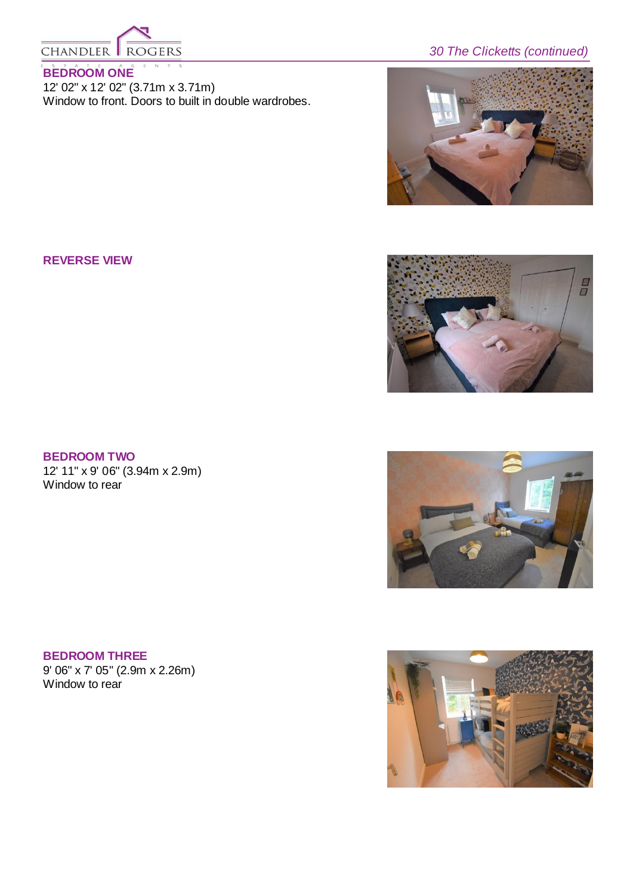## BEDROOM ONE

12' 02" x 12' 02" (3.71m x 3.71m)
Window to front. Doors to built in double wardrobes.

## REVERSE VIEW

## BEDROOM TWO

12' 11" x 9' 06" (3.94m x 2.9m)
Window to rear

## BEDROOM THREE

9' 06" x 7' 05" (2.9m x 2.26m)
Window to rear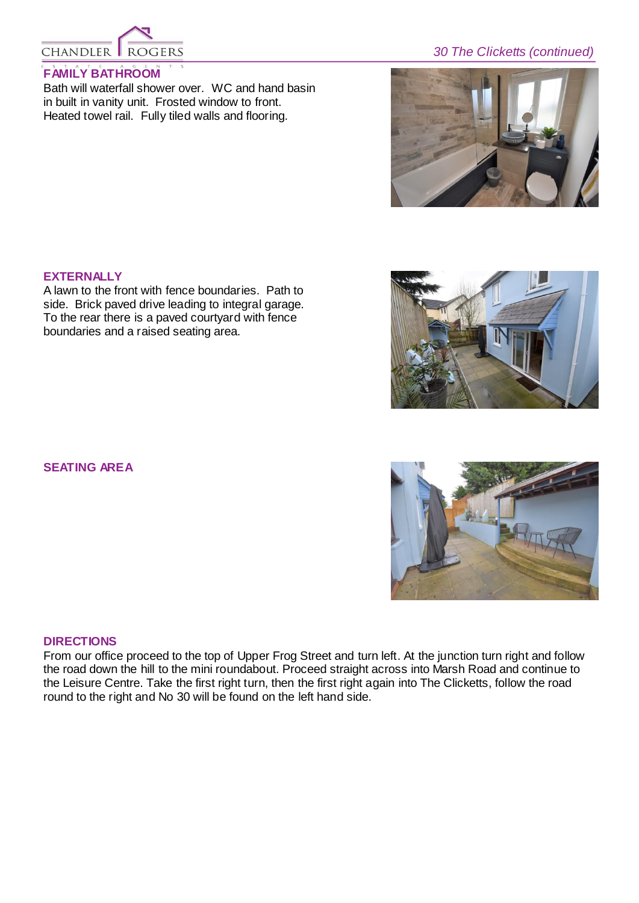## FAMILY BATHROOM

Bath will waterfall shower over. WC and hand basin in built in vanity unit. Frosted window to front. Heated towel rail. Fully tiled walls and flooring.

## EXTERNALLY

A lawn to the front with fence boundaries. Path to side. Brick paved drive leading to integral garage. To the rear there is a paved courtyard with fence boundaries and a raised seating area.

## SEATING AREA

## DIRECTIONS

From our office proceed to the top of Upper Frog Street and turn left. At the junction turn right and follow the road down the hill to the mini roundabout. Proceed straight across into Marsh Road and continue to the Leisure Centre. Take the first right turn, then the first right again into The Clicketts, follow the road round to the right and No 30 will be found on the left hand side.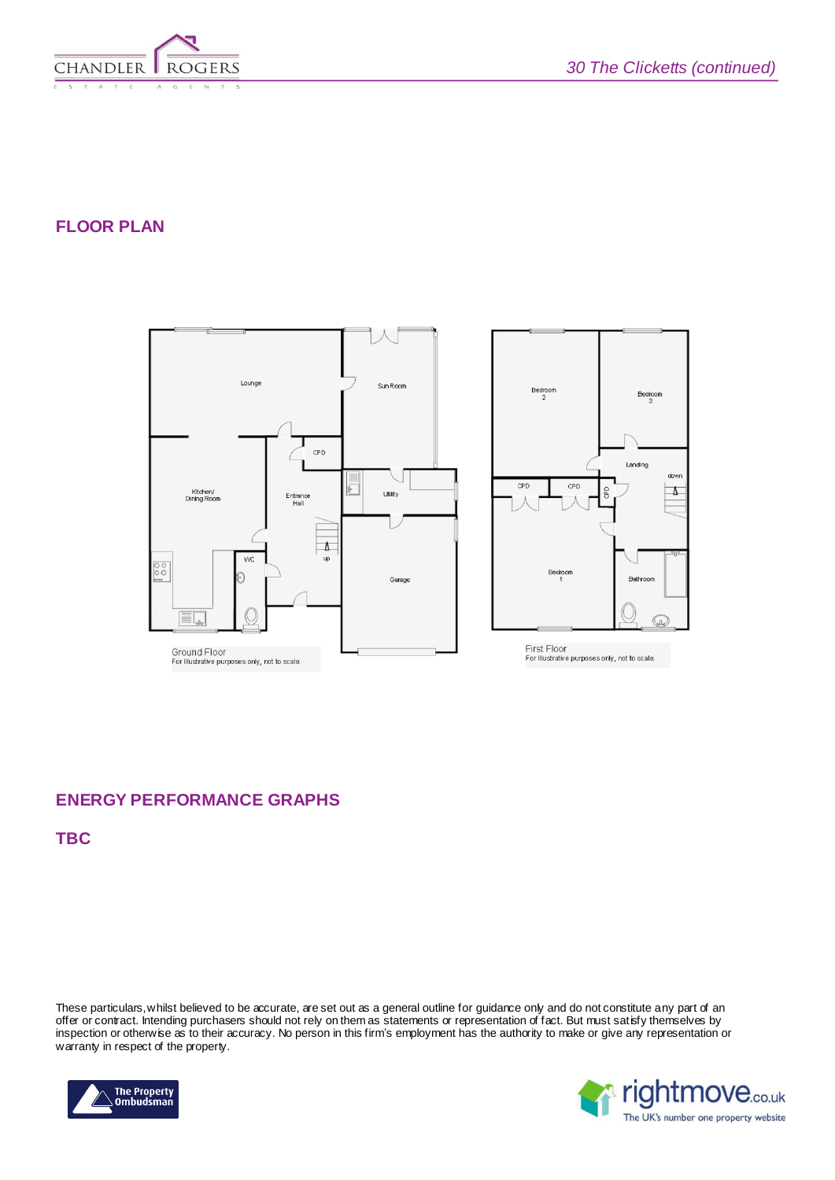## FLOOR PLAN

Lounge

Sun Room

CPD

Kitchen/
Dining Room

Entrance
Hall

Utility

WC

up

Garage

Ground Floor
For illustrative purposes only, not to scale.

Bedroom
2

Bedroom
3

Landing

down

CPD

CPD

CPD

Bedroom
1

Bathroom

First Floor
For illustrative purposes only, not to scale.

## ENERGY PERFORMANCE GRAPHS

## TBC

These particulars, whilst believed to be accurate, are set out as a general outline for guidance only and do not constitute any part of an offer or contract. Intending purchasers should not rely on them as statements or representation of fact. But must satisfy themselves by inspection or otherwise as to their accuracy. No person in this firm's employment has the authority to make or give any representation or warranty in respect of the property.

The Property Ombudsman

rightmove.co.uk
The UK's number one property website